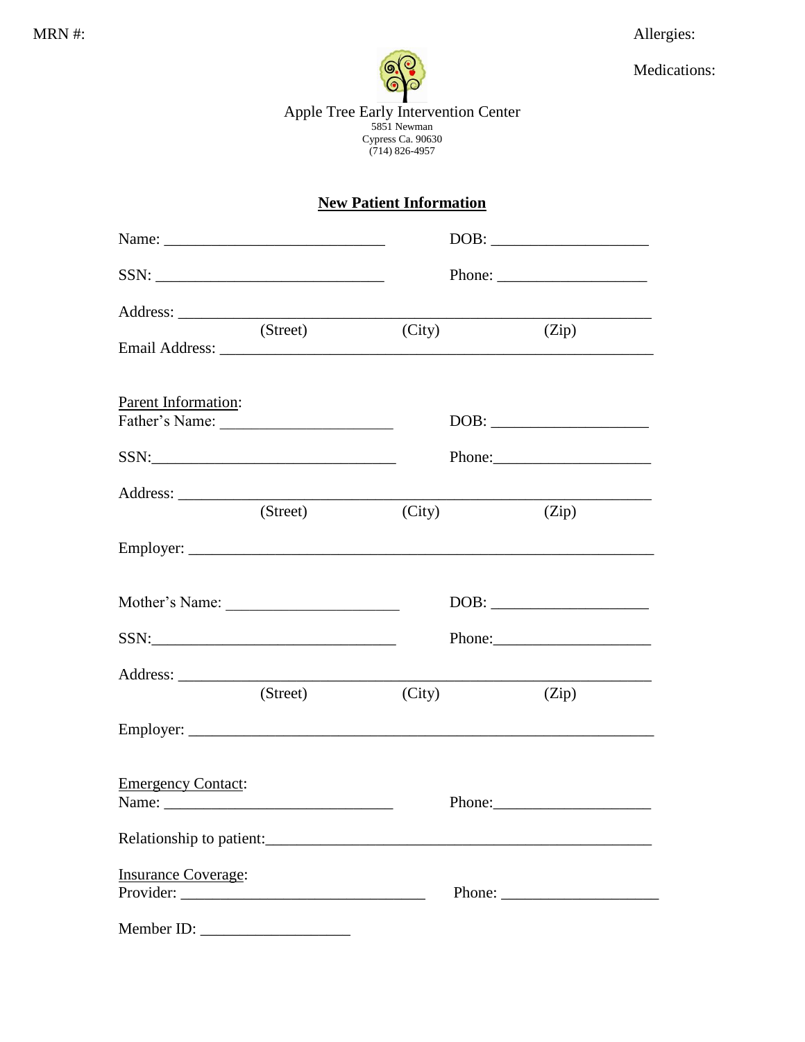MRN #:

Allergies:

Medications:

Apple Tree Early Intervention Center
5851 Newman
Cypress Ca. 90630
(714) 826-4957

## **New Patient Information**

Name: ____________________________ DOB: ____________________

SSN: _____________________________ Phone: ___________________

Address: ____________________________________________________________
(Street) (City) (Zip)

Email Address: _______________________________________________________

Parent Information:

Father's Name: ______________________ DOB: ____________________

SSN:________________________________ Phone:____________________

Address: ____________________________________________________________
(Street) (City) (Zip)

Employer: ___________________________________________________________

Mother's Name: ______________________ DOB: ____________________

SSN:________________________________ Phone:____________________

Address: ____________________________________________________________
(Street) (City) (Zip)

Employer: ___________________________________________________________

Emergency Contact:

Name: _____________________________ Phone:____________________

Relationship to patient:__________________________________________________

Insurance Coverage:

Provider: ________________________________ Phone: ____________________

Member ID: ___________________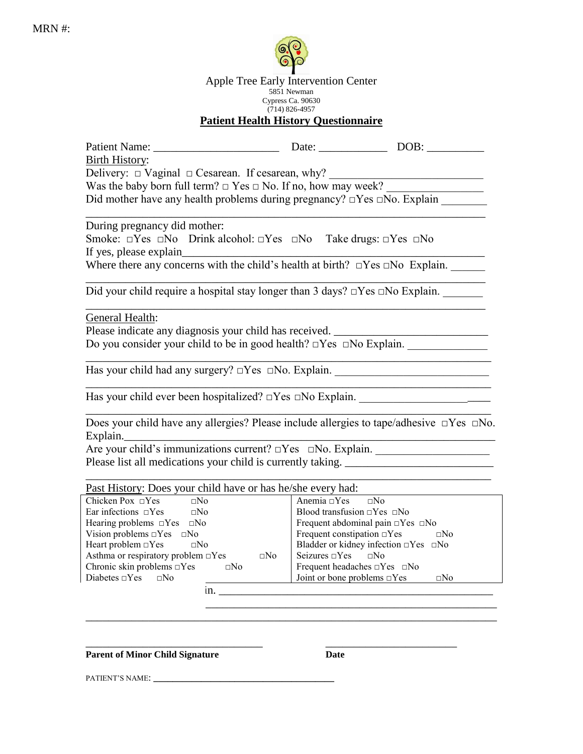MRN #:

Apple Tree Early Intervention Center
5851 Newman
Cypress Ca. 90630
(714) 826-4957

## Patient Health History Questionnaire

Patient Name: ______________________ Date: ____________ DOB: __________

Birth History:

Delivery: □ Vaginal □ Cesarean. If cesarean, why? ___________________________

Was the baby born full term? □ Yes □ No. If no, how may week? ________________

Did mother have any health problems during pregnancy? □Yes □No. Explain ________

________________________________________________________________________

During pregnancy did mother:

Smoke: □Yes □No Drink alcohol: □Yes □No Take drugs: □Yes □No

If yes, please explain____________________________________________________

Where there any concerns with the child's health at birth? □Yes □No Explain. ______

________________________________________________________________________

Did your child require a hospital stay longer than 3 days? □Yes □No Explain. _______

________________________________________________________________________

General Health:

Please indicate any diagnosis your child has received. ___________________________

Do you consider your child to be in good health? □Yes □No Explain. _____________

________________________________________________________________________

Has your child had any surgery? □Yes □No. Explain. ___________________________

________________________________________________________________________

Has your child ever been hospitalized? □Yes □No Explain. _______________________

________________________________________________________________________

Does your child have any allergies? Please include allergies to tape/adhesive □Yes □No. Explain.____________________________________________________________

Are your child's immunizations current? □Yes □No. Explain. ___________________

Please list all medications your child is currently taking. _________________________

________________________________________________________________________

Past History: Does your child have or has he/she every had:

| | |
|---|---|
| Chicken Pox □Yes □No | Anemia □Yes □No |
| Ear infections □Yes □No | Blood transfusion □Yes □No |
| Hearing problems □Yes □No | Frequent abdominal pain □Yes □No |
| Vision problems □Yes □No | Frequent constipation □Yes □No |
| Heart problem □Yes □No | Bladder or kidney infection □Yes □No |
| Asthma or respiratory problem □Yes □No | Seizures □Yes □No |
| Chronic skin problems □Yes □No | Frequent headaches □Yes □No |
| Diabetes □Yes □No | Joint or bone problems □Yes □No |

in. ____________________________________________________

________________________________________________________

________________________________________________________________________

_________________________________ _________________________

**Parent of Minor Child Signature** **Date**

PATIENT'S NAME: ________________________________________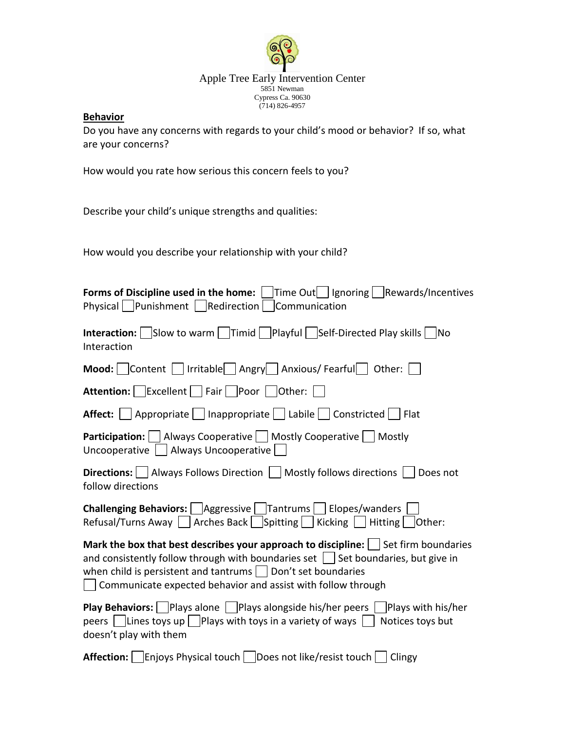Apple Tree Early Intervention Center
5851 Newman
Cypress Ca. 90630
(714) 826-4957

**Behavior**

Do you have any concerns with regards to your child's mood or behavior? If so, what are your concerns?

How would you rate how serious this concern feels to you?

Describe your child's unique strengths and qualities:

How would you describe your relationship with your child?

**Forms of Discipline used in the home:** ☐ Time Out ☐ Ignoring ☐ Rewards/Incentives Physical ☐ Punishment ☐ Redirection ☐ Communication

**Interaction:** ☐ Slow to warm ☐ Timid ☐ Playful ☐ Self-Directed Play skills ☐ No Interaction

**Mood:** ☐ Content ☐ Irritable ☐ Angry ☐ Anxious/ Fearful ☐ Other: ☐

**Attention:** ☐ Excellent ☐ Fair ☐ Poor ☐ Other: ☐

**Affect:** ☐ Appropriate ☐ Inappropriate ☐ Labile ☐ Constricted ☐ Flat

**Participation:** ☐ Always Cooperative ☐ Mostly Cooperative ☐ Mostly Uncooperative ☐ Always Uncooperative ☐

**Directions:** ☐ Always Follows Direction ☐ Mostly follows directions ☐ Does not follow directions

**Challenging Behaviors:** ☐ Aggressive ☐ Tantrums ☐ Elopes/wanders ☐ Refusal/Turns Away ☐ Arches Back ☐ Spitting ☐ Kicking ☐ Hitting ☐ Other:

**Mark the box that best describes your approach to discipline:** ☐ Set firm boundaries and consistently follow through with boundaries set ☐ Set boundaries, but give in when child is persistent and tantrums ☐ Don't set boundaries ☐ Communicate expected behavior and assist with follow through

**Play Behaviors:** ☐ Plays alone ☐ Plays alongside his/her peers ☐ Plays with his/her peers ☐ Lines toys up ☐ Plays with toys in a variety of ways ☐ Notices toys but doesn't play with them

**Affection:** ☐ Enjoys Physical touch ☐ Does not like/resist touch ☐ Clingy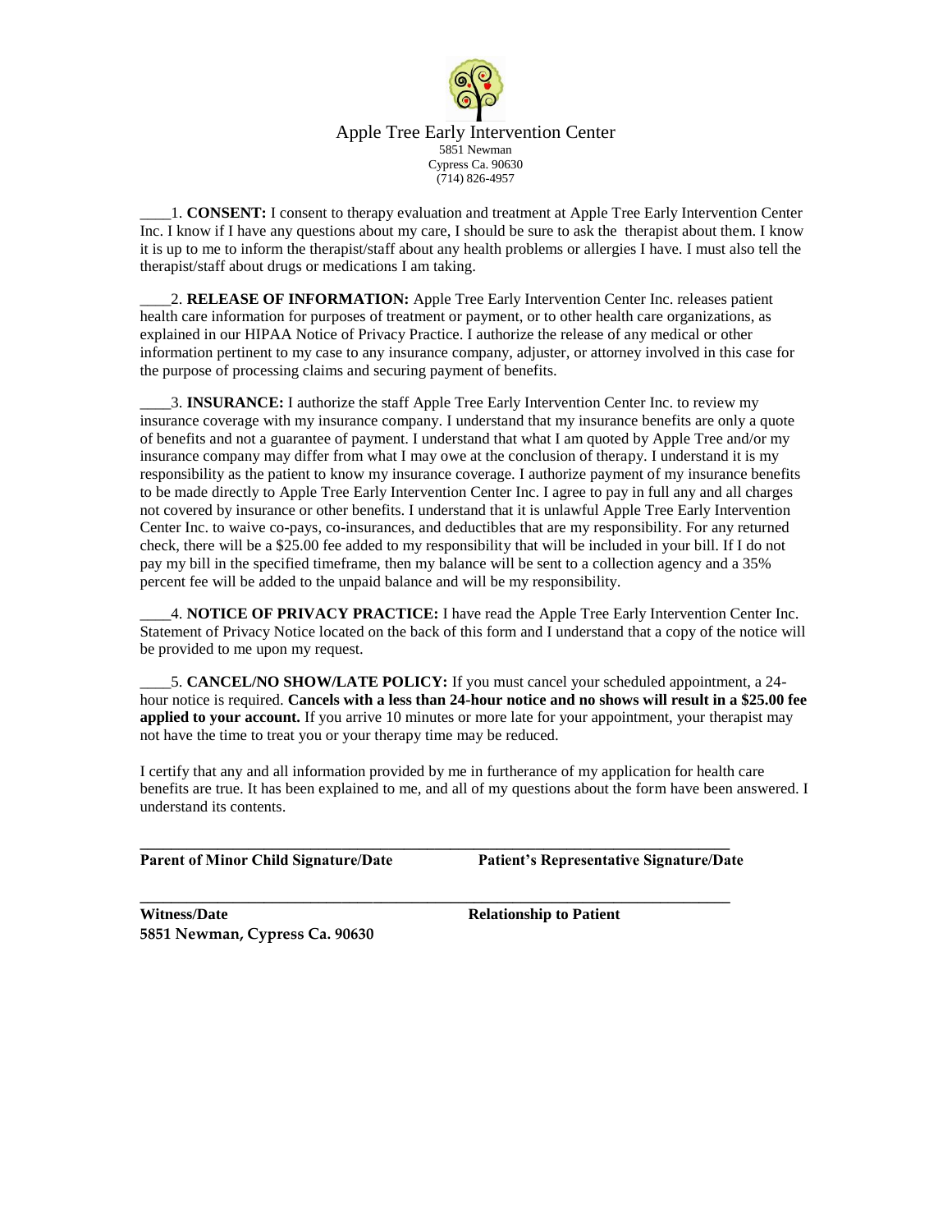# Apple Tree Early Intervention Center

5851 Newman
Cypress Ca. 90630
(714) 826-4957

____1. **CONSENT:** I consent to therapy evaluation and treatment at Apple Tree Early Intervention Center Inc. I know if I have any questions about my care, I should be sure to ask the therapist about them. I know it is up to me to inform the therapist/staff about any health problems or allergies I have. I must also tell the therapist/staff about drugs or medications I am taking.

____2. **RELEASE OF INFORMATION:** Apple Tree Early Intervention Center Inc. releases patient health care information for purposes of treatment or payment, or to other health care organizations, as explained in our HIPAA Notice of Privacy Practice. I authorize the release of any medical or other information pertinent to my case to any insurance company, adjuster, or attorney involved in this case for the purpose of processing claims and securing payment of benefits.

____3. **INSURANCE:** I authorize the staff Apple Tree Early Intervention Center Inc. to review my insurance coverage with my insurance company. I understand that my insurance benefits are only a quote of benefits and not a guarantee of payment. I understand that what I am quoted by Apple Tree and/or my insurance company may differ from what I may owe at the conclusion of therapy. I understand it is my responsibility as the patient to know my insurance coverage. I authorize payment of my insurance benefits to be made directly to Apple Tree Early Intervention Center Inc. I agree to pay in full any and all charges not covered by insurance or other benefits. I understand that it is unlawful Apple Tree Early Intervention Center Inc. to waive co-pays, co-insurances, and deductibles that are my responsibility. For any returned check, there will be a $25.00 fee added to my responsibility that will be included in your bill. If I do not pay my bill in the specified timeframe, then my balance will be sent to a collection agency and a 35% percent fee will be added to the unpaid balance and will be my responsibility.

____4. **NOTICE OF PRIVACY PRACTICE:** I have read the Apple Tree Early Intervention Center Inc. Statement of Privacy Notice located on the back of this form and I understand that a copy of the notice will be provided to me upon my request.

____5. **CANCEL/NO SHOW/LATE POLICY:** If you must cancel your scheduled appointment, a 24-hour notice is required. **Cancels with a less than 24-hour notice and no shows will result in a $25.00 fee applied to your account.** If you arrive 10 minutes or more late for your appointment, your therapist may not have the time to treat you or your therapy time may be reduced.

I certify that any and all information provided by me in furtherance of my application for health care benefits are true. It has been explained to me, and all of my questions about the form have been answered. I understand its contents.

______________________________________________________________________________

**Parent of Minor Child Signature/Date** **Patient's Representative Signature/Date**

______________________________________________________________________________

**Witness/Date** **Relationship to Patient**

**5851 Newman, Cypress Ca. 90630**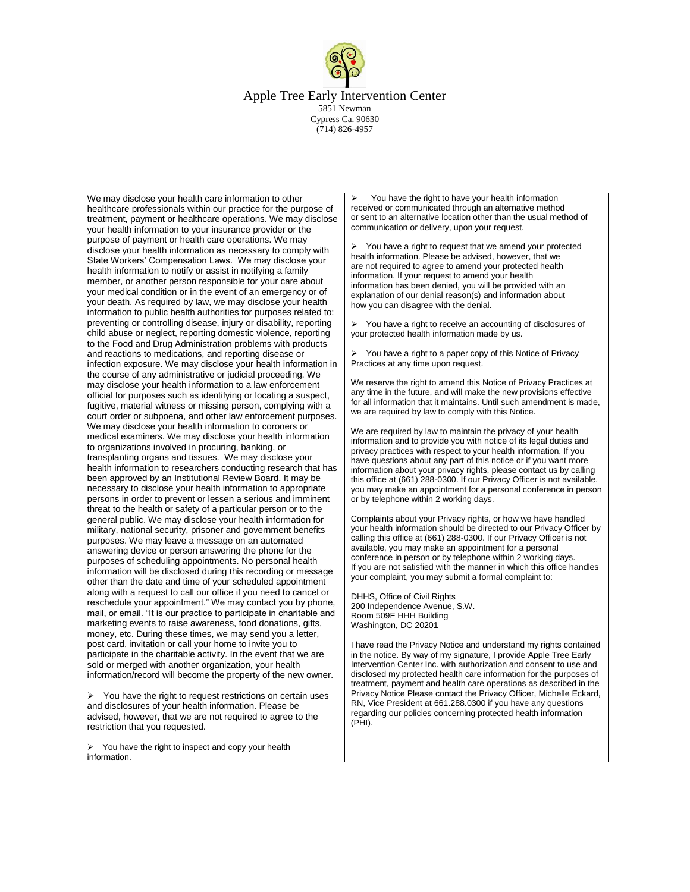# Apple Tree Early Intervention Center

5851 Newman
Cypress Ca. 90630
(714) 826-4957

We may disclose your health care information to other healthcare professionals within our practice for the purpose of treatment, payment or healthcare operations. We may disclose your health information to your insurance provider or the purpose of payment or health care operations. We may disclose your health information as necessary to comply with State Workers' Compensation Laws. We may disclose your health information to notify or assist in notifying a family member, or another person responsible for your care about your medical condition or in the event of an emergency or of your death. As required by law, we may disclose your health information to public health authorities for purposes related to: preventing or controlling disease, injury or disability, reporting child abuse or neglect, reporting domestic violence, reporting to the Food and Drug Administration problems with products and reactions to medications, and reporting disease or infection exposure. We may disclose your health information in the course of any administrative or judicial proceeding. We may disclose your health information to a law enforcement official for purposes such as identifying or locating a suspect, fugitive, material witness or missing person, complying with a court order or subpoena, and other law enforcement purposes. We may disclose your health information to coroners or medical examiners. We may disclose your health information to organizations involved in procuring, banking, or transplanting organs and tissues. We may disclose your health information to researchers conducting research that has been approved by an Institutional Review Board. It may be necessary to disclose your health information to appropriate persons in order to prevent or lessen a serious and imminent threat to the health or safety of a particular person or to the general public. We may disclose your health information for military, national security, prisoner and government benefits purposes. We may leave a message on an automated answering device or person answering the phone for the purposes of scheduling appointments. No personal health information will be disclosed during this recording or message other than the date and time of your scheduled appointment along with a request to call our office if you need to cancel or reschedule your appointment." We may contact you by phone, mail, or email. "It is our practice to participate in charitable and marketing events to raise awareness, food donations, gifts, money, etc. During these times, we may send you a letter, post card, invitation or call your home to invite you to participate in the charitable activity. In the event that we are sold or merged with another organization, your health information/record will become the property of the new owner.

- You have the right to request restrictions on certain uses and disclosures of your health information. Please be advised, however, that we are not required to agree to the restriction that you requested.
- You have the right to inspect and copy your health information.
- You have the right to have your health information received or communicated through an alternative method or sent to an alternative location other than the usual method of communication or delivery, upon your request.
- You have a right to request that we amend your protected health information. Please be advised, however, that we are not required to agree to amend your protected health information. If your request to amend your health information has been denied, you will be provided with an explanation of our denial reason(s) and information about how you can disagree with the denial.
- You have a right to receive an accounting of disclosures of your protected health information made by us.
- You have a right to a paper copy of this Notice of Privacy Practices at any time upon request.

We reserve the right to amend this Notice of Privacy Practices at any time in the future, and will make the new provisions effective for all information that it maintains. Until such amendment is made, we are required by law to comply with this Notice.

We are required by law to maintain the privacy of your health information and to provide you with notice of its legal duties and privacy practices with respect to your health information. If you have questions about any part of this notice or if you want more information about your privacy rights, please contact us by calling this office at (661) 288-0300. If our Privacy Officer is not available, you may make an appointment for a personal conference in person or by telephone within 2 working days.

Complaints about your Privacy rights, or how we have handled your health information should be directed to our Privacy Officer by calling this office at (661) 288-0300. If our Privacy Officer is not available, you may make an appointment for a personal conference in person or by telephone within 2 working days. If you are not satisfied with the manner in which this office handles your complaint, you may submit a formal complaint to:

DHHS, Office of Civil Rights
200 Independence Avenue, S.W.
Room 509F HHH Building
Washington, DC 20201

I have read the Privacy Notice and understand my rights contained in the notice. By way of my signature, I provide Apple Tree Early Intervention Center Inc. with authorization and consent to use and disclosed my protected health care information for the purposes of treatment, payment and health care operations as described in the Privacy Notice Please contact the Privacy Officer, Michelle Eckard, RN, Vice President at 661.288.0300 if you have any questions regarding our policies concerning protected health information (PHI).